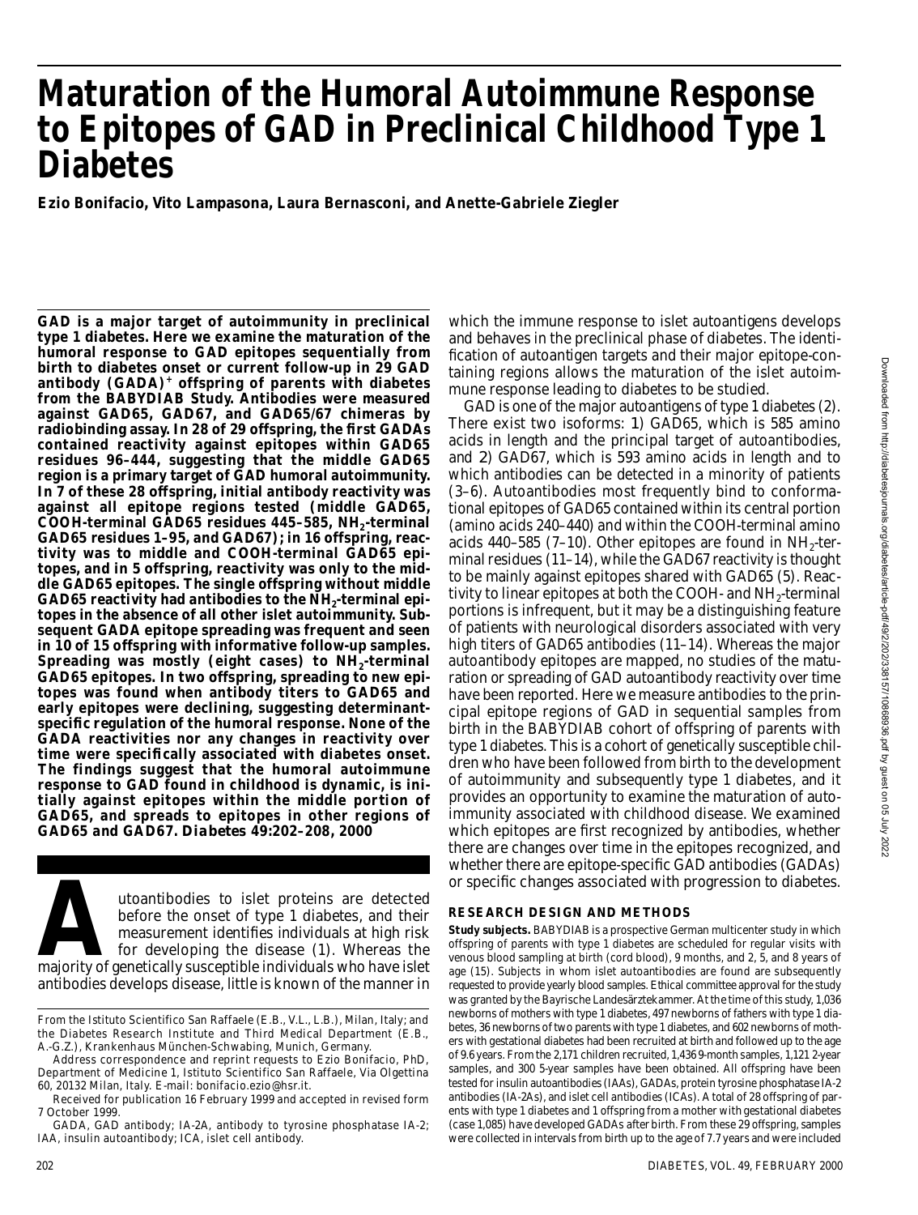# Maturation of the Humoral Autoimmune Response to Epitopes of GAD in Preclinical Childhood Type 1 Diabetes

**Ezio Bonifacio, Vito Lampasona, Laura Bernasconi, and Anette-Gabriele Ziegler**

**GAD is a major target of autoimmunity in preclinical type 1 diabetes. Here we examine the maturation of the humoral response to GAD epitopes sequentially from birth to diabetes onset or current follow-up in 29 GAD antibody (GADA)$^+$ offspring of parents with diabetes from the BABYDIAB Study. Antibodies were measured against GAD65, GAD67, and GAD65/67 chimeras by radiobinding assay. In 28 of 29 offspring, the first GADAs contained reactivity against epitopes within GAD65 residues 96–444, suggesting that the middle GAD65 region is a primary target of GAD humoral autoimmunity. In 7 of these 28 offspring, initial antibody reactivity was against all epitope regions tested (middle GAD65, COOH-terminal GAD65 residues 445–585, $NH_2$-terminal GAD65 residues 1–95, and GAD67); in 16 offspring, reactivity was to middle and COOH-terminal GAD65 epitopes, and in 5 offspring, reactivity was only to the middle GAD65 epitopes. The single offspring without middle GAD65 reactivity had antibodies to the $NH_2$-terminal epitopes in the absence of all other islet autoimmunity. Subsequent GADA epitope spreading was frequent and seen in 10 of 15 offspring with informative follow-up samples. Spreading was mostly (eight cases) to $NH_2$-terminal GAD65 epitopes. In two offspring, spreading to new epitopes was found when antibody titers to GAD65 and early epitopes were declining, suggesting determinant-specific regulation of the humoral response. None of the GADA reactivities nor any changes in reactivity over time were specifically associated with diabetes onset. The findings suggest that the humoral autoimmune response to GAD found in childhood is dynamic, is initially against epitopes within the middle portion of GAD65, and spreads to epitopes in other regions of GAD65 and GAD67. *Diabetes* 49:202–208, 2000**

Autoantibodies to islet proteins are detected before the onset of type 1 diabetes, and their measurement identifies individuals at high risk for developing the disease (1). Whereas the majority of genetically susceptible individuals who have islet antibodies develops disease, little is known of the manner in which the immune response to islet autoantigens develops and behaves in the preclinical phase of diabetes. The identification of autoantigen targets and their major epitope-containing regions allows the maturation of the islet autoimmune response leading to diabetes to be studied.

GAD is one of the major autoantigens of type 1 diabetes (2). There exist two isoforms: 1) GAD65, which is 585 amino acids in length and the principal target of autoantibodies, and 2) GAD67, which is 593 amino acids in length and to which antibodies can be detected in a minority of patients (3–6). Autoantibodies most frequently bind to conformational epitopes of GAD65 contained within its central portion (amino acids 240–440) and within the COOH-terminal amino acids 440–585 (7–10). Other epitopes are found in $NH_2$-terminal residues (11–14), while the GAD67 reactivity is thought to be mainly against epitopes shared with GAD65 (5). Reactivity to linear epitopes at both the COOH- and $NH_2$-terminal portions is infrequent, but it may be a distinguishing feature of patients with neurological disorders associated with very high titers of GAD65 antibodies (11–14). Whereas the major autoantibody epitopes are mapped, no studies of the maturation or spreading of GAD autoantibody reactivity over time have been reported. Here we measure antibodies to the principal epitope regions of GAD in sequential samples from birth in the BABYDIAB cohort of offspring of parents with type 1 diabetes. This is a cohort of genetically susceptible children who have been followed from birth to the development of autoimmunity and subsequently type 1 diabetes, and it provides an opportunity to examine the maturation of autoimmunity associated with childhood disease. We examined which epitopes are first recognized by antibodies, whether there are changes over time in the epitopes recognized, and whether there are epitope-specific GAD antibodies (GADAs) or specific changes associated with progression to diabetes.

## RESEARCH DESIGN AND METHODS

**Study subjects.** BABYDIAB is a prospective German multicenter study in which offspring of parents with type 1 diabetes are scheduled for regular visits with venous blood sampling at birth (cord blood), 9 months, and 2, 5, and 8 years of age (15). Subjects in whom islet autoantibodies are found are subsequently requested to provide yearly blood samples. Ethical committee approval for the study was granted by the Bayrische Landesärztekammer. At the time of this study, 1,036 newborns of mothers with type 1 diabetes, 497 newborns of fathers with type 1 diabetes, 36 newborns of two parents with type 1 diabetes, and 602 newborns of mothers with gestational diabetes had been recruited at birth and followed up to the age of 9.6 years. From the 2,171 children recruited, 1,436 9-month samples, 1,121 2-year samples, and 300 5-year samples have been obtained. All offspring have been tested for insulin autoantibodies (IAAs), GADAs, protein tyrosine phosphatase IA-2 antibodies (IA-2As), and islet cell antibodies (ICAs). A total of 28 offspring of parents with type 1 diabetes and 1 offspring from a mother with gestational diabetes (case 1,085) have developed GADAs after birth. From these 29 offspring, samples were collected in intervals from birth up to the age of 7.7 years and were included

From the Istituto Scientifico San Raffaele (E.B., V.L., L.B.), Milan, Italy; and the Diabetes Research Institute and Third Medical Department (E.B., A.-G.Z.), Krankenhaus München-Schwabing, Munich, Germany.

Address correspondence and reprint requests to Ezio Bonifacio, PhD, Department of Medicine 1, Istituto Scientifico San Raffaele, Via Olgettina 60, 20132 Milan, Italy. E-mail: bonifacio.ezio@hsr.it.

Received for publication 16 February 1999 and accepted in revised form 7 October 1999.

GADA, GAD antibody; IA-2A, antibody to tyrosine phosphatase IA-2; IAA, insulin autoantibody; ICA, islet cell antibody.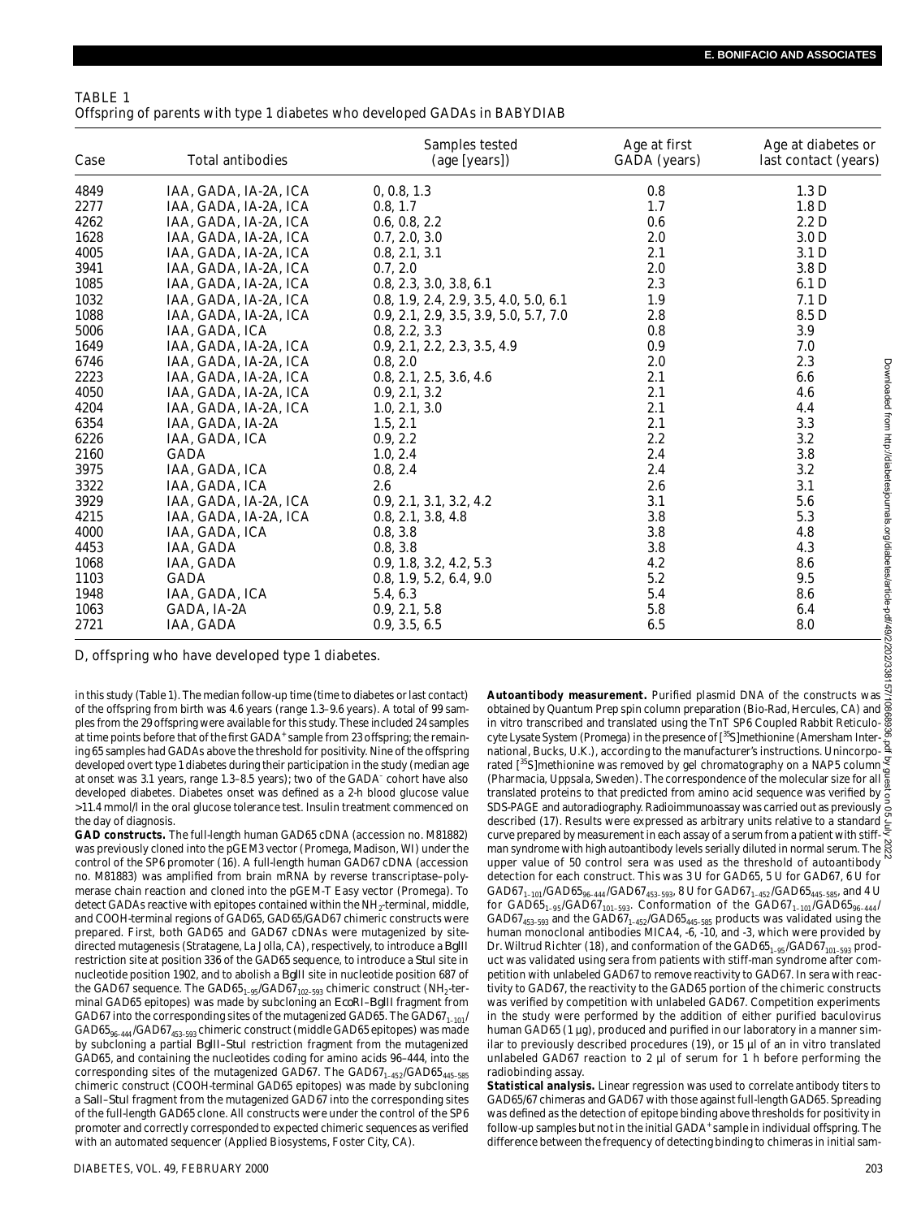TABLE 1
Offspring of parents with type 1 diabetes who developed GADAs in BABYDIAB

| Case | Total antibodies | Samples tested (age [years]) | Age at first GADA (years) | Age at diabetes or last contact (years) |
|---|---|---|---|---|
| 4849 | IAA, GADA, IA-2A, ICA | 0, 0.8, 1.3 | 0.8 | 1.3 D |
| 2277 | IAA, GADA, IA-2A, ICA | 0.8, 1.7 | 1.7 | 1.8 D |
| 4262 | IAA, GADA, IA-2A, ICA | 0.6, 0.8, 2.2 | 0.6 | 2.2 D |
| 1628 | IAA, GADA, IA-2A, ICA | 0.7, 2.0, 3.0 | 2.0 | 3.0 D |
| 4005 | IAA, GADA, IA-2A, ICA | 0.8, 2.1, 3.1 | 2.1 | 3.1 D |
| 3941 | IAA, GADA, IA-2A, ICA | 0.7, 2.0 | 2.0 | 3.8 D |
| 1085 | IAA, GADA, IA-2A, ICA | 0.8, 2.3, 3.0, 3.8, 6.1 | 2.3 | 6.1 D |
| 1032 | IAA, GADA, IA-2A, ICA | 0.8, 1.9, 2.4, 2.9, 3.5, 4.0, 5.0, 6.1 | 1.9 | 7.1 D |
| 1088 | IAA, GADA, IA-2A, ICA | 0.9, 2.1, 2.9, 3.5, 3.9, 5.0, 5.7, 7.0 | 2.8 | 8.5 D |
| 5006 | IAA, GADA, ICA | 0.8, 2.2, 3.3 | 0.8 | 3.9 |
| 1649 | IAA, GADA, IA-2A, ICA | 0.9, 2.1, 2.2, 2.3, 3.5, 4.9 | 0.9 | 7.0 |
| 6746 | IAA, GADA, IA-2A, ICA | 0.8, 2.0 | 2.0 | 2.3 |
| 2223 | IAA, GADA, IA-2A, ICA | 0.8, 2.1, 2.5, 3.6, 4.6 | 2.1 | 6.6 |
| 4050 | IAA, GADA, IA-2A, ICA | 0.9, 2.1, 3.2 | 2.1 | 4.6 |
| 4204 | IAA, GADA, IA-2A, ICA | 1.0, 2.1, 3.0 | 2.1 | 4.4 |
| 6354 | IAA, GADA, IA-2A | 1.5, 2.1 | 2.1 | 3.3 |
| 6226 | IAA, GADA, ICA | 0.9, 2.2 | 2.2 | 3.2 |
| 2160 | GADA | 1.0, 2.4 | 2.4 | 3.8 |
| 3975 | IAA, GADA, ICA | 0.8, 2.4 | 2.4 | 3.2 |
| 3322 | IAA, GADA, ICA | 2.6 | 2.6 | 3.1 |
| 3929 | IAA, GADA, IA-2A, ICA | 0.9, 2.1, 3.1, 3.2, 4.2 | 3.1 | 5.6 |
| 4215 | IAA, GADA, IA-2A, ICA | 0.8, 2.1, 3.8, 4.8 | 3.8 | 5.3 |
| 4000 | IAA, GADA, ICA | 0.8, 3.8 | 3.8 | 4.8 |
| 4453 | IAA, GADA | 0.8, 3.8 | 3.8 | 4.3 |
| 1068 | IAA, GADA | 0.9, 1.8, 3.2, 4.2, 5.3 | 4.2 | 8.6 |
| 1103 | GADA | 0.8, 1.9, 5.2, 6.4, 9.0 | 5.2 | 9.5 |
| 1948 | IAA, GADA, ICA | 5.4, 6.3 | 5.4 | 8.6 |
| 1063 | GADA, IA-2A | 0.9, 2.1, 5.8 | 5.8 | 6.4 |
| 2721 | IAA, GADA | 0.9, 3.5, 6.5 | 6.5 | 8.0 |

D, offspring who have developed type 1 diabetes.

in this study (Table 1). The median follow-up time (time to diabetes or last contact) of the offspring from birth was 4.6 years (range 1.3–9.6 years). A total of 99 samples from the 29 offspring were available for this study. These included 24 samples at time points before that of the first GADA$^+$ sample from 23 offspring; the remaining 65 samples had GADAs above the threshold for positivity. Nine of the offspring developed overt type 1 diabetes during their participation in the study (median age at onset was 3.1 years, range 1.3–8.5 years); two of the GADA$^-$ cohort have also developed diabetes. Diabetes onset was defined as a 2-h blood glucose value >11.4 mmol/l in the oral glucose tolerance test. Insulin treatment commenced on the day of diagnosis.

**GAD constructs.** The full-length human GAD65 cDNA (accession no. M81882) was previously cloned into the pGEM3 vector (Promega, Madison, WI) under the control of the SP6 promoter (16). A full-length human GAD67 cDNA (accession no. M81883) was amplified from brain mRNA by reverse transcriptase–polymerase chain reaction and cloned into the pGEM-T Easy vector (Promega). To detect GADAs reactive with epitopes contained within the $NH_2$-terminal, middle, and COOH-terminal regions of GAD65, GAD65/GAD67 chimeric constructs were prepared. First, both GAD65 and GAD67 cDNAs were mutagenized by site-directed mutagenesis (Stratagene, La Jolla, CA), respectively, to introduce a *Bgl*II restriction site at position 336 of the GAD65 sequence, to introduce a *Stu*I site in nucleotide position 1902, and to abolish a *Bgl*II site in nucleotide position 687 of the GAD67 sequence. The $GAD65_{1–95}/GAD67_{102–593}$ chimeric construct ($NH_2$-terminal GAD65 epitopes) was made by subcloning an *Eco*RI–*Bgl*II fragment from GAD67 into the corresponding sites of the mutagenized GAD65. The $GAD67_{1–101}/GAD65_{96–444}/GAD67_{453–593}$ chimeric construct (middle GAD65 epitopes) was made by subcloning a partial *Bgl*II–*Stu*I restriction fragment from the mutagenized GAD65, and containing the nucleotides coding for amino acids 96–444, into the corresponding sites of the mutagenized GAD67. The $GAD67_{1–452}/GAD65_{445–585}$ chimeric construct (COOH-terminal GAD65 epitopes) was made by subcloning a *Sal*I–*Stu*I fragment from the mutagenized GAD67 into the corresponding sites of the full-length GAD65 clone. All constructs were under the control of the SP6 promoter and correctly corresponded to expected chimeric sequences as verified with an automated sequencer (Applied Biosystems, Foster City, CA).

**Autoantibody measurement.** Purified plasmid DNA of the constructs was obtained by Quantum Prep spin column preparation (Bio-Rad, Hercules, CA) and in vitro transcribed and translated using the TnT SP6 Coupled Rabbit Reticulocyte Lysate System (Promega) in the presence of [$^{35}$S]methionine (Amersham International, Bucks, U.K.), according to the manufacturer's instructions. Unincorporated [$^{35}$S]methionine was removed by gel chromatography on a NAP5 column (Pharmacia, Uppsala, Sweden). The correspondence of the molecular size for all translated proteins to that predicted from amino acid sequence was verified by SDS-PAGE and autoradiography. Radioimmunoassay was carried out as previously described (17). Results were expressed as arbitrary units relative to a standard curve prepared by measurement in each assay of a serum from a patient with stiff-man syndrome with high autoantibody levels serially diluted in normal serum. The upper value of 50 control sera was used as the threshold of autoantibody detection for each construct. This was 3 U for GAD65, 5 U for GAD67, 6 U for $GAD67_{1–101}/GAD65_{96–444}/GAD67_{453–593}$, 8 U for $GAD67_{1–452}/GAD65_{445–585}$, and 4 U for $GAD65_{1–95}/GAD67_{101–593}$. Conformation of the $GAD67_{1–101}/GAD65_{96–444}/GAD67_{453–593}$ and the $GAD67_{1–452}/GAD65_{445–585}$ products was validated using the human monoclonal antibodies MICA4, -6, -10, and -3, which were provided by Dr. Wiltrud Richter (18), and conformation of the $GAD65_{1–95}/GAD67_{101–593}$ product was validated using sera from patients with stiff-man syndrome after competition with unlabeled GAD67 to remove reactivity to GAD67. In sera with reactivity to GAD67, the reactivity to the GAD65 portion of the chimeric constructs was verified by competition with unlabeled GAD67. Competition experiments in the study were performed by the addition of either purified baculovirus human GAD65 (1 µg), produced and purified in our laboratory in a manner similar to previously described procedures (19), or 15 µl of an in vitro translated unlabeled GAD67 reaction to 2 µl of serum for 1 h before performing the radiobinding assay.

**Statistical analysis.** Linear regression was used to correlate antibody titers to GAD65/67 chimeras and GAD67 with those against full-length GAD65. Spreading was defined as the detection of epitope binding above thresholds for positivity in follow-up samples but not in the initial GADA$^+$ sample in individual offspring. The difference between the frequency of detecting binding to chimeras in initial sam-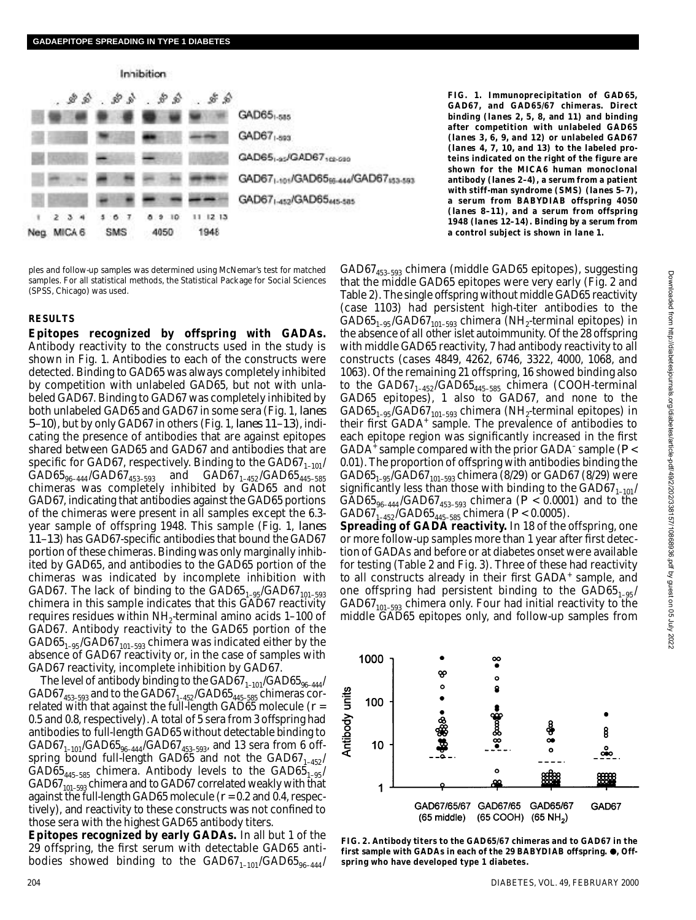FIG. 1. Immunoprecipitation of GAD65, GAD67, and GAD65/67 chimeras. Direct binding (lanes 2, 5, 8, and 11) and binding after competition with unlabeled GAD65 (lanes 3, 6, 9, and 12) or unlabeled GAD67 (lanes 4, 7, 10, and 13) to the labeled proteins indicated on the right of the figure are shown for the MICA6 human monoclonal antibody (lanes 2–4), a serum from a patient with stiff-man syndrome (SMS) (lanes 5–7), a serum from BABYDIAB offspring 4050 (lanes 8–11), and a serum from offspring 1948 (lanes 12–14). Binding by a serum from a control subject is shown in lane 1.

ples and follow-up samples was determined using McNemar's test for matched samples. For all statistical methods, the Statistical Package for Social Sciences (SPSS, Chicago) was used.

## RESULTS

**Epitopes recognized by offspring with GADAs.** Antibody reactivity to the constructs used in the study is shown in Fig. 1. Antibodies to each of the constructs were detected. Binding to GAD65 was always completely inhibited by competition with unlabeled GAD65, but not with unlabeled GAD67. Binding to GAD67 was completely inhibited by both unlabeled GAD65 and GAD67 in some sera (Fig. 1, *lanes 5–10*), but by only GAD67 in others (Fig. 1, *lanes 11–13*), indicating the presence of antibodies that are against epitopes shared between GAD65 and GAD67 and antibodies that are specific for GAD67, respectively. Binding to the $GAD67_{1–101}/GAD65_{96–444}/GAD67_{453–593}$ and $GAD67_{1–452}/GAD65_{445–585}$ chimeras was completely inhibited by GAD65 and not GAD67, indicating that antibodies against the GAD65 portions of the chimeras were present in all samples except the 6.3-year sample of offspring 1948. This sample (Fig. 1, *lanes 11–13*) has GAD67-specific antibodies that bound the GAD67 portion of these chimeras. Binding was only marginally inhibited by GAD65, and antibodies to the GAD65 portion of the chimeras was indicated by incomplete inhibition with GAD67. The lack of binding to the $GAD65_{1–95}/GAD67_{101–593}$ chimera in this sample indicates that this GAD67 reactivity requires residues within $NH_2$-terminal amino acids 1–100 of GAD67. Antibody reactivity to the GAD65 portion of the $GAD65_{1–95}/GAD67_{101–593}$ chimera was indicated either by the absence of GAD67 reactivity or, in the case of samples with GAD67 reactivity, incomplete inhibition by GAD67.

The level of antibody binding to the $GAD67_{1–101}/GAD65_{96–444}/GAD67_{453–593}$ and to the $GAD67_{1–452}/GAD65_{445–585}$ chimeras correlated with that against the full-length GAD65 molecule ($r$ = 0.5 and 0.8, respectively). A total of 5 sera from 3 offspring had antibodies to full-length GAD65 without detectable binding to $GAD67_{1–101}/GAD65_{96–444}/GAD67_{453–593}$, and 13 sera from 6 offspring bound full-length GAD65 and not the $GAD67_{1–452}/GAD65_{445–585}$ chimera. Antibody levels to the $GAD65_{1–95}/GAD67_{101–593}$ chimera and to GAD67 correlated weakly with that against the full-length GAD65 molecule ($r$ = 0.2 and 0.4, respectively), and reactivity to these constructs was not confined to those sera with the highest GAD65 antibody titers.

**Epitopes recognized by early GADAs.** In all but 1 of the 29 offspring, the first serum with detectable GAD65 antibodies showed binding to the $GAD67_{1–101}/GAD65_{96–444}/GAD67_{453–593}$ chimera (middle GAD65 epitopes), suggesting that the middle GAD65 epitopes were very early (Fig. 2 and Table 2). The single offspring without middle GAD65 reactivity (case 1103) had persistent high-titer antibodies to the $GAD65_{1–95}/GAD67_{101–593}$ chimera ($NH_2$-terminal epitopes) in the absence of all other islet autoimmunity. Of the 28 offspring with middle GAD65 reactivity, 7 had antibody reactivity to all constructs (cases 4849, 4262, 6746, 3322, 4000, 1068, and 1063). Of the remaining 21 offspring, 16 showed binding also to the $GAD67_{1–452}/GAD65_{445–585}$ chimera (COOH-terminal GAD65 epitopes), 1 also to GAD67, and none to the $GAD65_{1–95}/GAD67_{101–593}$ chimera ($NH_2$-terminal epitopes) in their first $GADA^+$ sample. The prevalence of antibodies to each epitope region was significantly increased in the first $GADA^+$ sample compared with the prior $GADA^-$ sample ($P$ < 0.01). The proportion of offspring with antibodies binding the $GAD65_{1–95}/GAD67_{101–593}$ chimera (8/29) or GAD67 (8/29) were significantly less than those with binding to the $GAD67_{1–101}/GAD65_{96–444}/GAD67_{453–593}$ chimera ($P$ < 0.0001) and to the $GAD67_{1–452}/GAD65_{445–585}$ chimera ($P$ < 0.0005).

**Spreading of GADA reactivity.** In 18 of the offspring, one or more follow-up samples more than 1 year after first detection of GADAs and before or at diabetes onset were available for testing (Table 2 and Fig. 3). Three of these had reactivity to all constructs already in their first $GADA^+$ sample, and one offspring had persistent binding to the $GAD65_{1–95}/GAD67_{101–593}$ chimera only. Four had initial reactivity to the middle GAD65 epitopes only, and follow-up samples from

FIG. 2. Antibody titers to the GAD65/67 chimeras and to GAD67 in the first sample with GADAs in each of the 29 BABYDIAB offspring. ●, Offspring who have developed type 1 diabetes.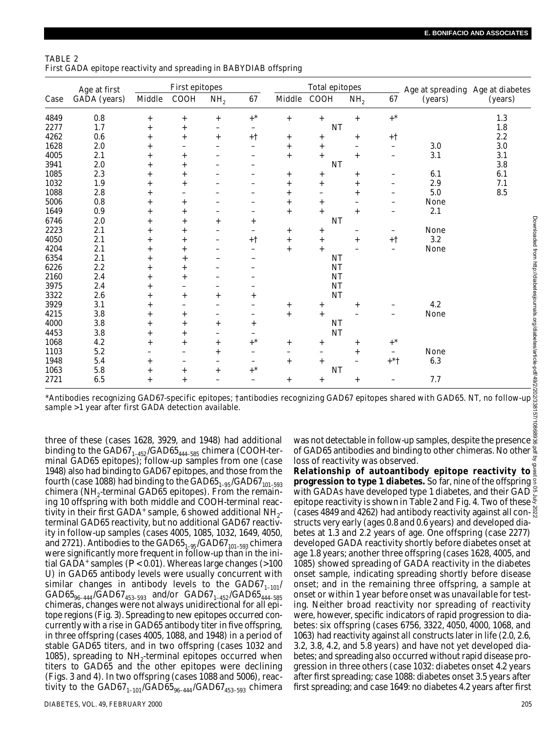TABLE 2
First GADA epitope reactivity and spreading in BABYDIAB offspring

| Case | Age at first GADA (years) | First epitopes | | | | Total epitopes | | | | Age at spreading (years) | Age at diabetes (years) |
|---|---|---|---|---|---|---|---|---|---|---|---|
| | | Middle | COOH | $NH_2$ | 67 | Middle | COOH | $NH_2$ | 67 | | |
| 4849 | 0.8 | + | + | + | +* | + | + | + | +* | | 1.3 |
| 2277 | 1.7 | + | + | – | – | | NT | | | | 1.8 |
| 4262 | 0.6 | + | + | + | +† | + | + | + | +† | | 2.2 |
| 1628 | 2.0 | + | – | – | – | + | + | – | – | 3.0 | 3.0 |
| 4005 | 2.1 | + | + | – | – | + | + | + | – | 3.1 | 3.1 |
| 3941 | 2.0 | + | + | – | – | | NT | | | | 3.8 |
| 1085 | 2.3 | + | + | – | – | + | + | + | – | 6.1 | 6.1 |
| 1032 | 1.9 | + | + | – | – | + | + | + | – | 2.9 | 7.1 |
| 1088 | 2.8 | + | – | – | – | + | – | + | – | 5.0 | 8.5 |
| 5006 | 0.8 | + | + | – | – | + | + | – | – | None | |
| 1649 | 0.9 | + | + | – | – | + | + | + | – | 2.1 | |
| 6746 | 2.0 | + | + | + | + | | NT | | | | |
| 2223 | 2.1 | + | + | – | – | + | + | – | – | None | |
| 4050 | 2.1 | + | + | – | +† | + | + | + | +† | 3.2 | |
| 4204 | 2.1 | + | + | – | – | + | + | – | – | None | |
| 6354 | 2.1 | + | + | – | – | | NT | | | | |
| 6226 | 2.2 | + | + | – | – | | NT | | | | |
| 2160 | 2.4 | + | + | – | – | | NT | | | | |
| 3975 | 2.4 | + | – | – | – | | NT | | | | |
| 3322 | 2.6 | + | + | + | + | | NT | | | | |
| 3929 | 3.1 | + | – | – | – | + | + | + | – | 4.2 | |
| 4215 | 3.8 | + | + | – | – | + | + | – | – | None | |
| 4000 | 3.8 | + | + | + | + | | NT | | | | |
| 4453 | 3.8 | + | + | – | – | | NT | | | | |
| 1068 | 4.2 | + | + | + | +* | + | + | + | +* | | |
| 1103 | 5.2 | – | – | + | – | – | – | + | – | None | |
| 1948 | 5.4 | + | – | – | – | + | + | – | +*† | 6.3 | |
| 1063 | 5.8 | + | + | + | +* | | NT | | | | |
| 2721 | 6.5 | + | + | – | – | + | + | + | – | 7.7 | |

*Antibodies recognizing GAD67-specific epitopes; †antibodies recognizing GAD67 epitopes shared with GAD65. NT, no follow-up sample >1 year after first GADA detection available.

three of these (cases 1628, 3929, and 1948) had additional binding to the $GAD67_{1–452}/GAD65_{444–585}$ chimera (COOH-terminal GAD65 epitopes); follow-up samples from one (case 1948) also had binding to GAD67 epitopes, and those from the fourth (case 1088) had binding to the $GAD65_{1–95}/GAD67_{101–593}$ chimera ($NH_2$-terminal GAD65 epitopes). From the remaining 10 offspring with both middle and COOH-terminal reactivity in their first $GADA^+$ sample, 6 showed additional $NH_2$-terminal GAD65 reactivity, but no additional GAD67 reactivity in follow-up samples (cases 4005, 1085, 1032, 1649, 4050, and 2721). Antibodies to the $GAD65_{1–95}/GAD67_{101–593}$ chimera were significantly more frequent in follow-up than in the initial $GADA^+$ samples ($P < 0.01$). Whereas large changes (>100 U) in GAD65 antibody levels were usually concurrent with similar changes in antibody levels to the $GAD67_{1–101}/GAD65_{96–444}/GAD67_{453–593}$ and/or $GAD67_{1–452}/GAD65_{444–585}$ chimeras, changes were not always unidirectional for all epitope regions (Fig. 3). Spreading to new epitopes occurred concurrently with a rise in GAD65 antibody titer in five offspring, in three offspring (cases 4005, 1088, and 1948) in a period of stable GAD65 titers, and in two offspring (cases 1032 and 1085), spreading to $NH_2$-terminal epitopes occurred when titers to GAD65 and the other epitopes were declining (Figs. 3 and 4). In two offspring (cases 1088 and 5006), reactivity to the $GAD67_{1–101}/GAD65_{96–444}/GAD67_{453–593}$ chimera was not detectable in follow-up samples, despite the presence of GAD65 antibodies and binding to other chimeras. No other loss of reactivity was observed.

**Relationship of autoantibody epitope reactivity to progression to type 1 diabetes.** So far, nine of the offspring with GADAs have developed type 1 diabetes, and their GAD epitope reactivity is shown in Table 2 and Fig. 4. Two of these (cases 4849 and 4262) had antibody reactivity against all constructs very early (ages 0.8 and 0.6 years) and developed diabetes at 1.3 and 2.2 years of age. One offspring (case 2277) developed GADA reactivity shortly before diabetes onset at age 1.8 years; another three offspring (cases 1628, 4005, and 1085) showed spreading of GADA reactivity in the diabetes onset sample, indicating spreading shortly before disease onset; and in the remaining three offspring, a sample at onset or within 1 year before onset was unavailable for testing. Neither broad reactivity nor spreading of reactivity were, however, specific indicators of rapid progression to diabetes: six offspring (cases 6756, 3322, 4050, 4000, 1068, and 1063) had reactivity against all constructs later in life (2.0, 2.6, 3.2, 3.8, 4.2, and 5.8 years) and have not yet developed diabetes; and spreading also occurred without rapid disease progression in three others (case 1032: diabetes onset 4.2 years after first spreading; case 1088: diabetes onset 3.5 years after first spreading; and case 1649: no diabetes 4.2 years after first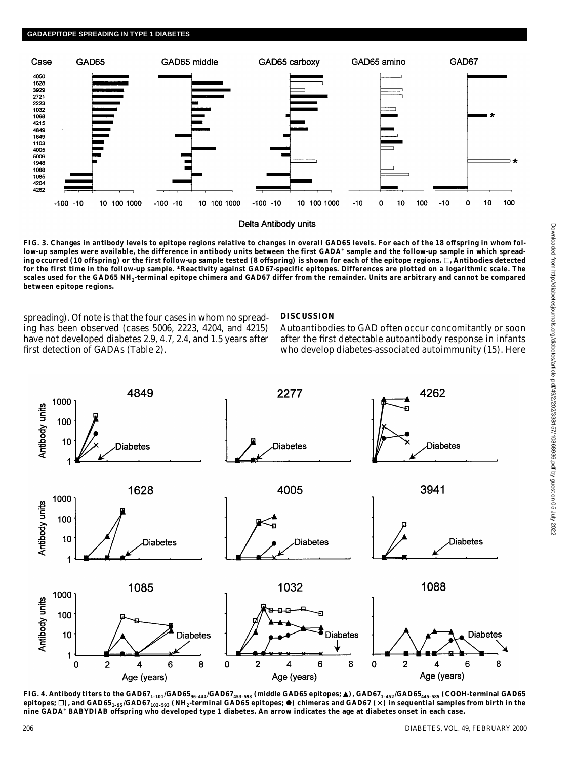**FIG. 3. Changes in antibody levels to epitope regions relative to changes in overall GAD65 levels. For each of the 18 offspring in whom follow-up samples were available, the difference in antibody units between the first GADA$^+$ sample and the follow-up sample in which spreading occurred (10 offspring) or the first follow-up sample tested (8 offspring) is shown for each of the epitope regions. □, Antibodies detected for the first time in the follow-up sample. *Reactivity against GAD67-specific epitopes. Differences are plotted on a logarithmic scale. The scales used for the GAD65 $NH_2$-terminal epitope chimera and GAD67 differ from the remainder. Units are arbitrary and cannot be compared between epitope regions.**

spreading). Of note is that the four cases in whom no spreading has been observed (cases 5006, 2223, 4204, and 4215) have not developed diabetes 2.9, 4.7, 2.4, and 1.5 years after first detection of GADAs (Table 2).

## DISCUSSION

Autoantibodies to GAD often occur concomitantly or soon after the first detectable autoantibody response in infants who develop diabetes-associated autoimmunity (15). Here

**FIG. 4. Antibody titers to the $GAD67_{1-101}/GAD65_{96-444}/GAD67_{453-593}$ (middle GAD65 epitopes; ▲), $GAD67_{1-452}/GAD65_{445-585}$ (COOH-terminal GAD65 epitopes; □), and $GAD65_{1-95}/GAD67_{102-593}$ ($NH_2$-terminal GAD65 epitopes; ●) chimeras and GAD67 (×) in sequential samples from birth in the nine GADA$^+$ BABYDIAB offspring who developed type 1 diabetes. An arrow indicates the age at diabetes onset in each case.**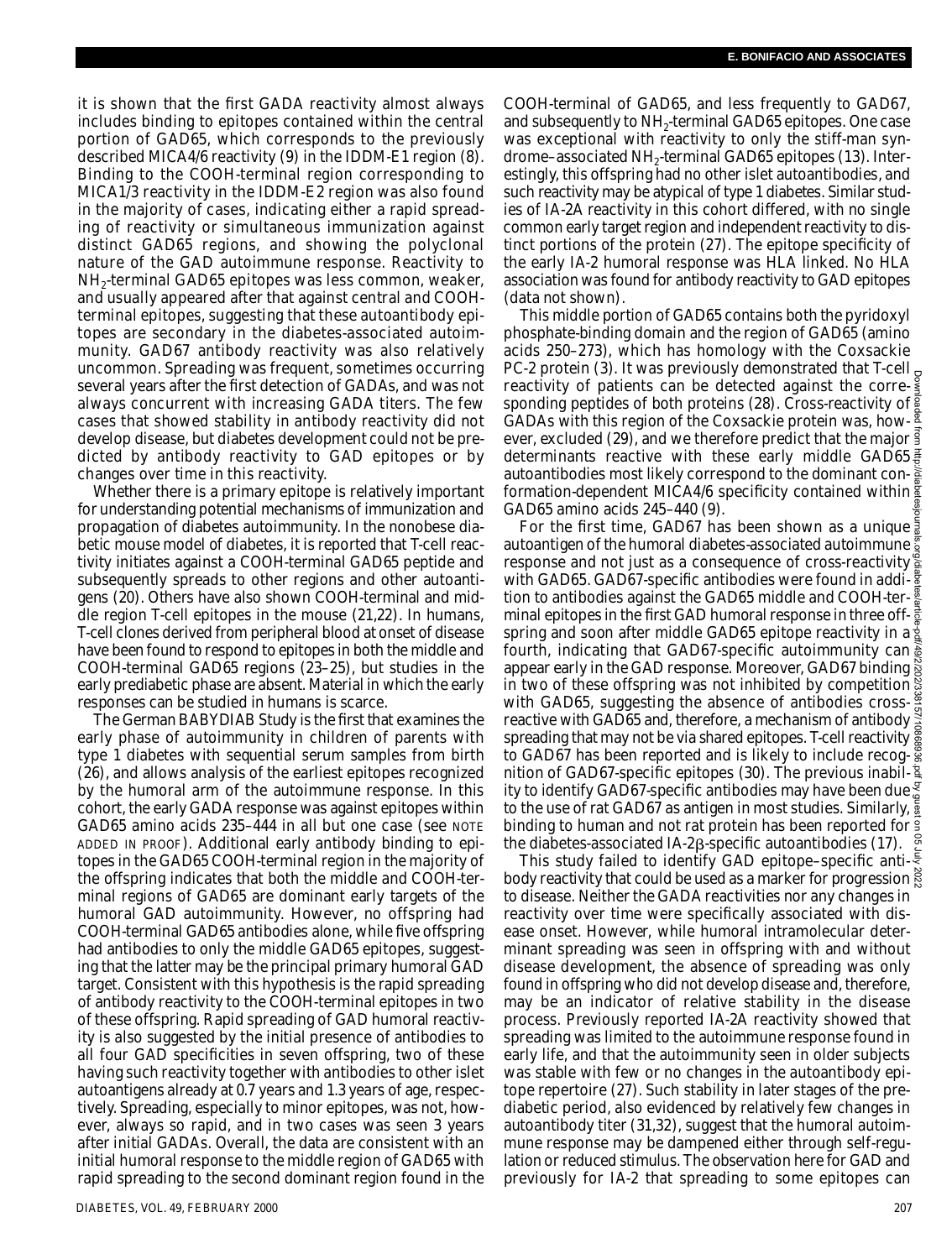it is shown that the first GADA reactivity almost always includes binding to epitopes contained within the central portion of GAD65, which corresponds to the previously described MICA4/6 reactivity (9) in the IDDM-E1 region (8). Binding to the COOH-terminal region corresponding to MICA1/3 reactivity in the IDDM-E2 region was also found in the majority of cases, indicating either a rapid spreading of reactivity or simultaneous immunization against distinct GAD65 regions, and showing the polyclonal nature of the GAD autoimmune response. Reactivity to $NH_2$-terminal GAD65 epitopes was less common, weaker, and usually appeared after that against central and COOH-terminal epitopes, suggesting that these autoantibody epitopes are secondary in the diabetes-associated autoimmunity. GAD67 antibody reactivity was also relatively uncommon. Spreading was frequent, sometimes occurring several years after the first detection of GADAs, and was not always concurrent with increasing GADA titers. The few cases that showed stability in antibody reactivity did not develop disease, but diabetes development could not be predicted by antibody reactivity to GAD epitopes or by changes over time in this reactivity.

Whether there is a primary epitope is relatively important for understanding potential mechanisms of immunization and propagation of diabetes autoimmunity. In the nonobese diabetic mouse model of diabetes, it is reported that T-cell reactivity initiates against a COOH-terminal GAD65 peptide and subsequently spreads to other regions and other autoantigens (20). Others have also shown COOH-terminal and middle region T-cell epitopes in the mouse (21,22). In humans, T-cell clones derived from peripheral blood at onset of disease have been found to respond to epitopes in both the middle and COOH-terminal GAD65 regions (23–25), but studies in the early prediabetic phase are absent. Material in which the early responses can be studied in humans is scarce.

The German BABYDIAB Study is the first that examines the early phase of autoimmunity in children of parents with type 1 diabetes with sequential serum samples from birth (26), and allows analysis of the earliest epitopes recognized by the humoral arm of the autoimmune response. In this cohort, the early GADA response was against epitopes within GAD65 amino acids 235–444 in all but one case (see NOTE ADDED IN PROOF). Additional early antibody binding to epitopes in the GAD65 COOH-terminal region in the majority of the offspring indicates that both the middle and COOH-terminal regions of GAD65 are dominant early targets of the humoral GAD autoimmunity. However, no offspring had COOH-terminal GAD65 antibodies alone, while five offspring had antibodies to only the middle GAD65 epitopes, suggesting that the latter may be the principal primary humoral GAD target. Consistent with this hypothesis is the rapid spreading of antibody reactivity to the COOH-terminal epitopes in two of these offspring. Rapid spreading of GAD humoral reactivity is also suggested by the initial presence of antibodies to all four GAD specificities in seven offspring, two of these having such reactivity together with antibodies to other islet autoantigens already at 0.7 years and 1.3 years of age, respectively. Spreading, especially to minor epitopes, was not, however, always so rapid, and in two cases was seen 3 years after initial GADAs. Overall, the data are consistent with an initial humoral response to the middle region of GAD65 with rapid spreading to the second dominant region found in the COOH-terminal of GAD65, and less frequently to GAD67, and subsequently to $NH_2$-terminal GAD65 epitopes. One case was exceptional with reactivity to only the stiff-man syndrome–associated $NH_2$-terminal GAD65 epitopes (13). Interestingly, this offspring had no other islet autoantibodies, and such reactivity may be atypical of type 1 diabetes. Similar studies of IA-2A reactivity in this cohort differed, with no single common early target region and independent reactivity to distinct portions of the protein (27). The epitope specificity of the early IA-2 humoral response was HLA linked. No HLA association was found for antibody reactivity to GAD epitopes (data not shown).

This middle portion of GAD65 contains both the pyridoxyl phosphate-binding domain and the region of GAD65 (amino acids 250–273), which has homology with the Coxsackie PC-2 protein (3). It was previously demonstrated that T-cell reactivity of patients can be detected against the corresponding peptides of both proteins (28). Cross-reactivity of GADAs with this region of the Coxsackie protein was, however, excluded (29), and we therefore predict that the major determinants reactive with these early middle GAD65 autoantibodies most likely correspond to the dominant conformation-dependent MICA4/6 specificity contained within GAD65 amino acids 245–440 (9).

For the first time, GAD67 has been shown as a unique autoantigen of the humoral diabetes-associated autoimmune response and not just as a consequence of cross-reactivity with GAD65. GAD67-specific antibodies were found in addition to antibodies against the GAD65 middle and COOH-terminal epitopes in the first GAD humoral response in three offspring and soon after middle GAD65 epitope reactivity in a fourth, indicating that GAD67-specific autoimmunity can appear early in the GAD response. Moreover, GAD67 binding in two of these offspring was not inhibited by competition with GAD65, suggesting the absence of antibodies cross-reactive with GAD65 and, therefore, a mechanism of antibody spreading that may not be via shared epitopes. T-cell reactivity to GAD67 has been reported and is likely to include recognition of GAD67-specific epitopes (30). The previous inability to identify GAD67-specific antibodies may have been due to the use of rat GAD67 as antigen in most studies. Similarly, binding to human and not rat protein has been reported for the diabetes-associated IA-2β-specific autoantibodies (17).

This study failed to identify GAD epitope–specific antibody reactivity that could be used as a marker for progression to disease. Neither the GADA reactivities nor any changes in reactivity over time were specifically associated with disease onset. However, while humoral intramolecular determinant spreading was seen in offspring with and without disease development, the absence of spreading was only found in offspring who did not develop disease and, therefore, may be an indicator of relative stability in the disease process. Previously reported IA-2A reactivity showed that spreading was limited to the autoimmune response found in early life, and that the autoimmunity seen in older subjects was stable with few or no changes in the autoantibody epitope repertoire (27). Such stability in later stages of the prediabetic period, also evidenced by relatively few changes in autoantibody titer (31,32), suggest that the humoral autoimmune response may be dampened either through self-regulation or reduced stimulus. The observation here for GAD and previously for IA-2 that spreading to some epitopes can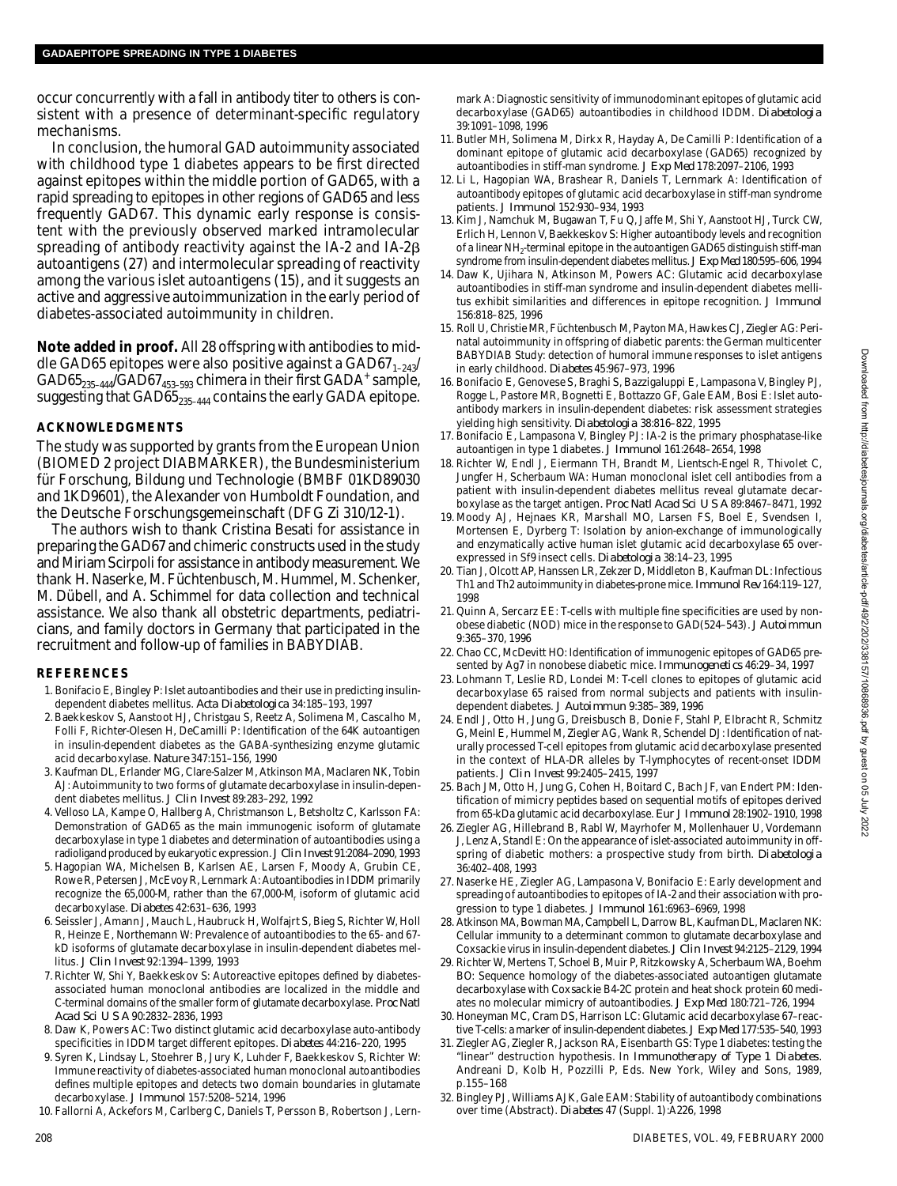occur concurrently with a fall in antibody titer to others is consistent with a presence of determinant-specific regulatory mechanisms.

In conclusion, the humoral GAD autoimmunity associated with childhood type 1 diabetes appears to be first directed against epitopes within the middle portion of GAD65, with a rapid spreading to epitopes in other regions of GAD65 and less frequently GAD67. This dynamic early response is consistent with the previously observed marked intramolecular spreading of antibody reactivity against the IA-2 and IA-2β autoantigens (27) and intermolecular spreading of reactivity among the various islet autoantigens (15), and it suggests an active and aggressive autoimmunization in the early period of diabetes-associated autoimmunity in children.

**Note added in proof.** All 28 offspring with antibodies to middle GAD65 epitopes were also positive against a $GAD67_{1-243}$/$GAD65_{235-444}$/$GAD67_{453-593}$ chimera in their first $GADA^+$ sample, suggesting that $GAD65_{235-444}$ contains the early GADA epitope.

## ACKNOWLEDGMENTS

The study was supported by grants from the European Union (BIOMED 2 project DIABMARKER), the Bundesministerium für Forschung, Bildung und Technologie (BMBF 01KD89030 and 1KD9601), the Alexander von Humboldt Foundation, and the Deutsche Forschungsgemeinschaft (DFG Zi 310/12-1).

The authors wish to thank Cristina Besati for assistance in preparing the GAD67 and chimeric constructs used in the study and Miriam Scirpoli for assistance in antibody measurement. We thank H. Naserke, M. Füchtenbusch, M. Hummel, M. Schenker, M. Dübell, and A. Schimmel for data collection and technical assistance. We also thank all obstetric departments, pediatricians, and family doctors in Germany that participated in the recruitment and follow-up of families in BABYDIAB.

## REFERENCES

1. Bonifacio E, Bingley P: Islet autoantibodies and their use in predicting insulin-dependent diabetes mellitus. *Acta Diabetologica* 34:185–193, 1997
2. Baekkeskov S, Aanstoot HJ, Christgau S, Reetz A, Solimena M, Cascalho M, Folli F, Richter-Olesen H, DeCamilli P: Identification of the 64K autoantigen in insulin-dependent diabetes as the GABA-synthesizing enzyme glutamic acid decarboxylase. *Nature* 347:151–156, 1990
3. Kaufman DL, Erlander MG, Clare-Salzer M, Atkinson MA, Maclaren NK, Tobin AJ: Autoimmunity to two forms of glutamate decarboxylase in insulin-dependent diabetes mellitus. *J Clin Invest* 89:283–292, 1992
4. Velloso LA, Kampe O, Hallberg A, Christmanson L, Betsholtz C, Karlsson FA: Demonstration of GAD65 as the main immunogenic isoform of glutamate decarboxylase in type 1 diabetes and determination of autoantibodies using a radioligand produced by eukaryotic expression. *J Clin Invest* 91:2084–2090, 1993
5. Hagopian WA, Michelsen B, Karlsen AE, Larsen F, Moody A, Grubin CE, Rowe R, Petersen J, McEvoy R, Lernmark A: Autoantibodies in IDDM primarily recognize the 65,000-$M_r$ rather than the 67,000-$M_r$ isoform of glutamic acid decarboxylase. *Diabetes* 42:631–636, 1993
6. Seissler J, Amann J, Mauch L, Haubruck H, Wolfajrt S, Bieg S, Richter W, Holl R, Heinze E, Northemann W: Prevalence of autoantibodies to the 65- and 67-kD isoforms of glutamate decarboxylase in insulin-dependent diabetes mellitus. *J Clin Invest* 92:1394–1399, 1993
7. Richter W, Shi Y, Baekkeskov S: Autoreactive epitopes defined by diabetes-associated human monoclonal antibodies are localized in the middle and C-terminal domains of the smaller form of glutamate decarboxylase. *Proc Natl Acad Sci U S A* 90:2832–2836, 1993
8. Daw K, Powers AC: Two distinct glutamic acid decarboxylase auto-antibody specificities in IDDM target different epitopes. *Diabetes* 44:216–220, 1995
9. Syren K, Lindsay L, Stoehrer B, Jury K, Luhder F, Baekkeskov S, Richter W: Immune reactivity of diabetes-associated human monoclonal autoantibodies defines multiple epitopes and detects two domain boundaries in glutamate decarboxylase. *J Immunol* 157:5208–5214, 1996
10. Fallorni A, Ackefors M, Carlberg C, Daniels T, Persson B, Robertson J, Lernmark A: Diagnostic sensitivity of immunodominant epitopes of glutamic acid decarboxylase (GAD65) autoantibodies in childhood IDDM. *Diabetologia* 39:1091–1098, 1996
11. Butler MH, Solimena M, Dirkx R, Hayday A, De Camilli P: Identification of a dominant epitope of glutamic acid decarboxylase (GAD65) recognized by autoantibodies in stiff-man syndrome. *J Exp Med* 178:2097–2106, 1993
12. Li L, Hagopian WA, Brashear R, Daniels T, Lernmark A: Identification of autoantibody epitopes of glutamic acid decarboxylase in stiff-man syndrome patients. *J Immunol* 152:930–934, 1993
13. Kim J, Namchuk M, Bugawan T, Fu Q, Jaffe M, Shi Y, Aanstoot HJ, Turck CW, Erlich H, Lennon V, Baekkeskov S: Higher autoantibody levels and recognition of a linear $NH_2$-terminal epitope in the autoantigen GAD65 distinguish stiff-man syndrome from insulin-dependent diabetes mellitus. *J Exp Med* 180:595–606, 1994
14. Daw K, Ujihara N, Atkinson M, Powers AC: Glutamic acid decarboxylase autoantibodies in stiff-man syndrome and insulin-dependent diabetes mellitus exhibit similarities and differences in epitope recognition. *J Immunol* 156:818–825, 1996
15. Roll U, Christie MR, Füchtenbusch M, Payton MA, Hawkes CJ, Ziegler AG: Perinatal autoimmunity in offspring of diabetic parents: the German multicenter BABYDIAB Study: detection of humoral immune responses to islet antigens in early childhood. *Diabetes* 45:967–973, 1996
16. Bonifacio E, Genovese S, Braghi S, Bazzigaluppi E, Lampasona V, Bingley PJ, Rogge L, Pastore MR, Bognetti E, Bottazzo GF, Gale EAM, Bosi E: Islet autoantibody markers in insulin-dependent diabetes: risk assessment strategies yielding high sensitivity. *Diabetologia* 38:816–822, 1995
17. Bonifacio E, Lampasona V, Bingley PJ: IA-2 is the primary phosphatase-like autoantigen in type 1 diabetes. *J Immunol* 161:2648–2654, 1998
18. Richter W, Endl J, Eiermann TH, Brandt M, Lientsch-Engel R, Thivolet C, Jungfer H, Scherbaum WA: Human monoclonal islet cell antibodies from a patient with insulin-dependent diabetes mellitus reveal glutamate decarboxylase as the target antigen. *Proc Natl Acad Sci U S A* 89:8467–8471, 1992
19. Moody AJ, Hejnaes KR, Marshall MO, Larsen FS, Boel E, Svendsen I, Mortensen E, Dyrberg T: Isolation by anion-exchange of immunologically and enzymatically active human islet glutamic acid decarboxylase 65 overexpressed in Sf9 insect cells. *Diabetologia* 38:14–23, 1995
20. Tian J, Olcott AP, Hanssen LR, Zekzer D, Middleton B, Kaufman DL: Infectious Th1 and Th2 autoimmunity in diabetes-prone mice. *Immunol Rev* 164:119–127, 1998
21. Quinn A, Sercarz EE: T-cells with multiple fine specificities are used by nonobese diabetic (NOD) mice in the response to GAD(524–543). *J Autoimmun* 9:365–370, 1996
22. Chao CC, McDevitt HO: Identification of immunogenic epitopes of GAD65 presented by Ag7 in nonobese diabetic mice. *Immunogenetics* 46:29–34, 1997
23. Lohmann T, Leslie RD, Londei M: T-cell clones to epitopes of glutamic acid decarboxylase 65 raised from normal subjects and patients with insulin-dependent diabetes. *J Autoimmun* 9:385–389, 1996
24. Endl J, Otto H, Jung G, Dreisbusch B, Donie F, Stahl P, Elbracht R, Schmitz G, Meinl E, Hummel M, Ziegler AG, Wank R, Schendel DJ: Identification of naturally processed T-cell epitopes from glutamic acid decarboxylase presented in the context of HLA-DR alleles by T-lymphocytes of recent-onset IDDM patients. *J Clin Invest* 99:2405–2415, 1997
25. Bach JM, Otto H, Jung G, Cohen H, Boitard C, Bach JF, van Endert PM: Identification of mimicry peptides based on sequential motifs of epitopes derived from 65-kDa glutamic acid decarboxylase. *Eur J Immunol* 28:1902–1910, 1998
26. Ziegler AG, Hillebrand B, Rabl W, Mayrhofer M, Mollenhauer U, Vordemann J, Lenz A, Standl E: On the appearance of islet-associated autoimmunity in offspring of diabetic mothers: a prospective study from birth. *Diabetologia* 36:402–408, 1993
27. Naserke HE, Ziegler AG, Lampasona V, Bonifacio E: Early development and spreading of autoantibodies to epitopes of IA-2 and their association with progression to type 1 diabetes. *J Immunol* 161:6963–6969, 1998
28. Atkinson MA, Bowman MA, Campbell L, Darrow BL, Kaufman DL, Maclaren NK: Cellular immunity to a determinant common to glutamate decarboxylase and Coxsackie virus in insulin-dependent diabetes. *J Clin Invest* 94:2125–2129, 1994
29. Richter W, Mertens T, Schoel B, Muir P, Ritzkowsky A, Scherbaum WA, Boehm BO: Sequence homology of the diabetes-associated autoantigen glutamate decarboxylase with Coxsackie B4-2C protein and heat shock protein 60 mediates no molecular mimicry of autoantibodies. *J Exp Med* 180:721–726, 1994
30. Honeyman MC, Cram DS, Harrison LC: Glutamic acid decarboxylase 67–reactive T-cells: a marker of insulin-dependent diabetes. *J Exp Med* 177:535–540, 1993
31. Ziegler AG, Ziegler R, Jackson RA, Eisenbarth GS: Type 1 diabetes: testing the "linear" destruction hypothesis. In *Immunotherapy of Type 1 Diabetes*. Andreani D, Kolb H, Pozzilli P, Eds. New York, Wiley and Sons, 1989, p.155–168
32. Bingley PJ, Williams AJK, Gale EAM: Stability of autoantibody combinations over time (Abstract). *Diabetes* 47 (Suppl. 1):A226, 1998